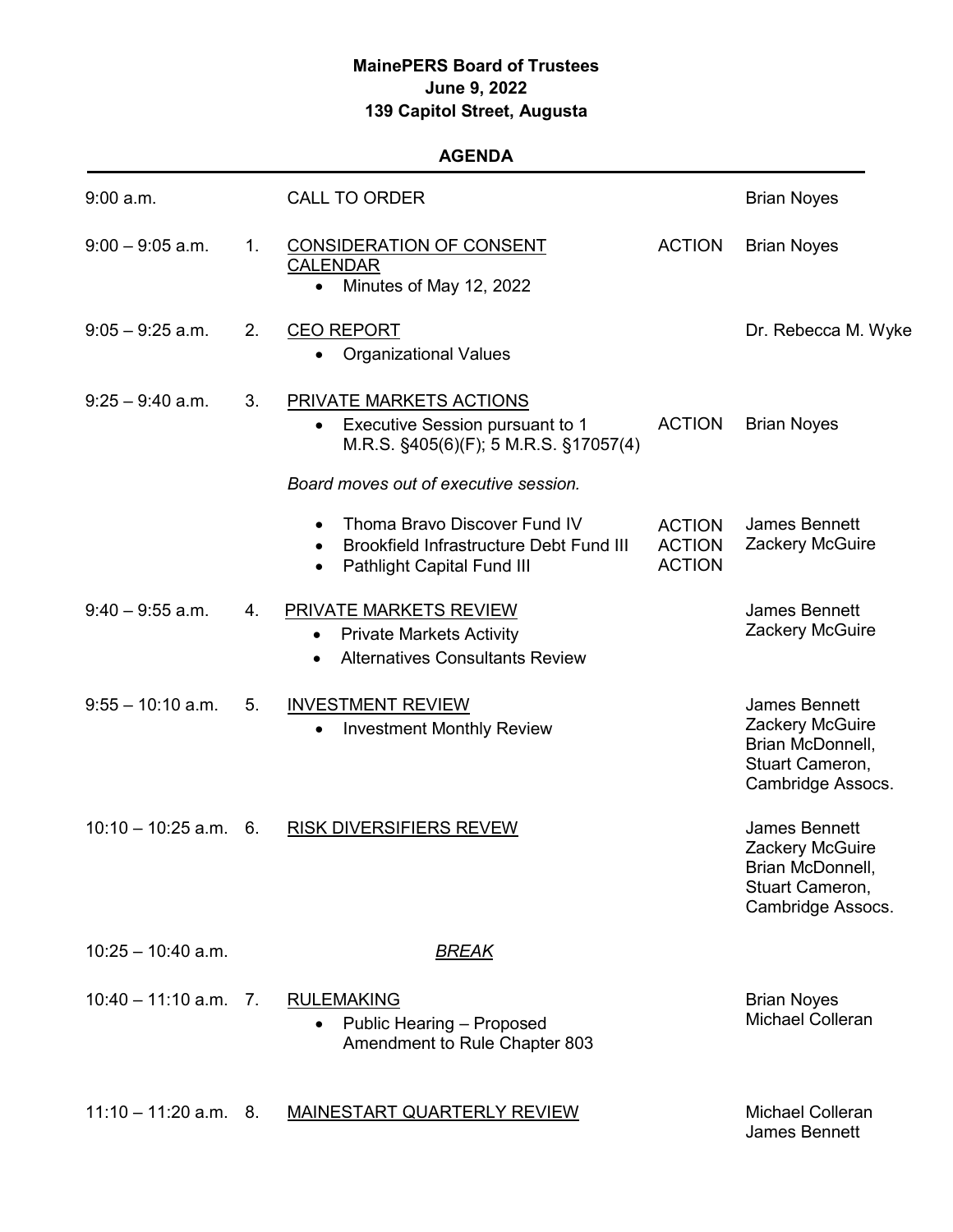**MainePERS Board of Trustees**
**June 9, 2022**
**139 Capitol Street, Augusta**

**AGENDA**

| Time | # | Item | Action | Presenter |
| --- | --- | --- | --- | --- |
| 9:00 a.m. | | CALL TO ORDER | | Brian Noyes |
| 9:00 – 9:05 a.m. | 1. | <u>CONSIDERATION OF CONSENT CALENDAR</u><br>• Minutes of May 12, 2022 | ACTION | Brian Noyes |
| 9:05 – 9:25 a.m. | 2. | <u>CEO REPORT</u><br>• Organizational Values | | Dr. Rebecca M. Wyke |
| 9:25 – 9:40 a.m. | 3. | <u>PRIVATE MARKETS ACTIONS</u><br>• Executive Session pursuant to 1 M.R.S. §405(6)(F); 5 M.R.S. §17057(4) | ACTION | Brian Noyes |
| | | *Board moves out of executive session.* | | |
| | | • Thoma Bravo Discover Fund IV<br>• Brookfield Infrastructure Debt Fund III<br>• Pathlight Capital Fund III | ACTION<br>ACTION<br>ACTION | James Bennett<br>Zackery McGuire |
| 9:40 – 9:55 a.m. | 4. | <u>PRIVATE MARKETS REVIEW</u><br>• Private Markets Activity<br>• Alternatives Consultants Review | | James Bennett<br>Zackery McGuire |
| 9:55 – 10:10 a.m. | 5. | <u>INVESTMENT REVIEW</u><br>• Investment Monthly Review | | James Bennett<br>Zackery McGuire<br>Brian McDonnell,<br>Stuart Cameron,<br>Cambridge Assocs. |
| 10:10 – 10:25 a.m. | 6. | <u>RISK DIVERSIFIERS REVEW</u> | | James Bennett<br>Zackery McGuire<br>Brian McDonnell,<br>Stuart Cameron,<br>Cambridge Assocs. |
| 10:25 – 10:40 a.m. | | <u>*BREAK*</u> | | |
| 10:40 – 11:10 a.m. | 7. | <u>RULEMAKING</u><br>• Public Hearing – Proposed Amendment to Rule Chapter 803 | | Brian Noyes<br>Michael Colleran |
| 11:10 – 11:20 a.m. | 8. | <u>MAINESTART QUARTERLY REVIEW</u> | | Michael Colleran<br>James Bennett |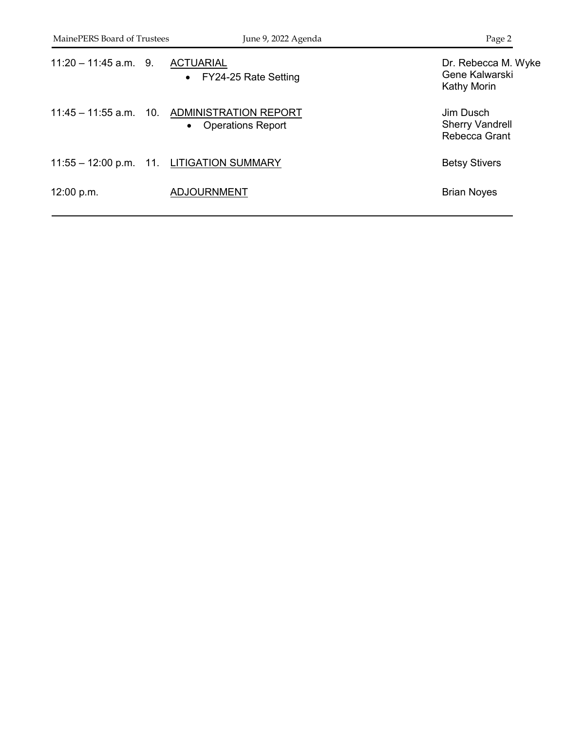| | | | |
|---|---|---|---|
| 11:20 – 11:45 a.m. | 9. | ACTUARIAL<br>• FY24-25 Rate Setting | Dr. Rebecca M. Wyke<br>Gene Kalwarski<br>Kathy Morin |
| 11:45 – 11:55 a.m. | 10. | ADMINISTRATION REPORT<br>• Operations Report | Jim Dusch<br>Sherry Vandrell<br>Rebecca Grant |
| 11:55 – 12:00 p.m. | 11. | LITIGATION SUMMARY | Betsy Stivers |
| 12:00 p.m. | | ADJOURNMENT | Brian Noyes |